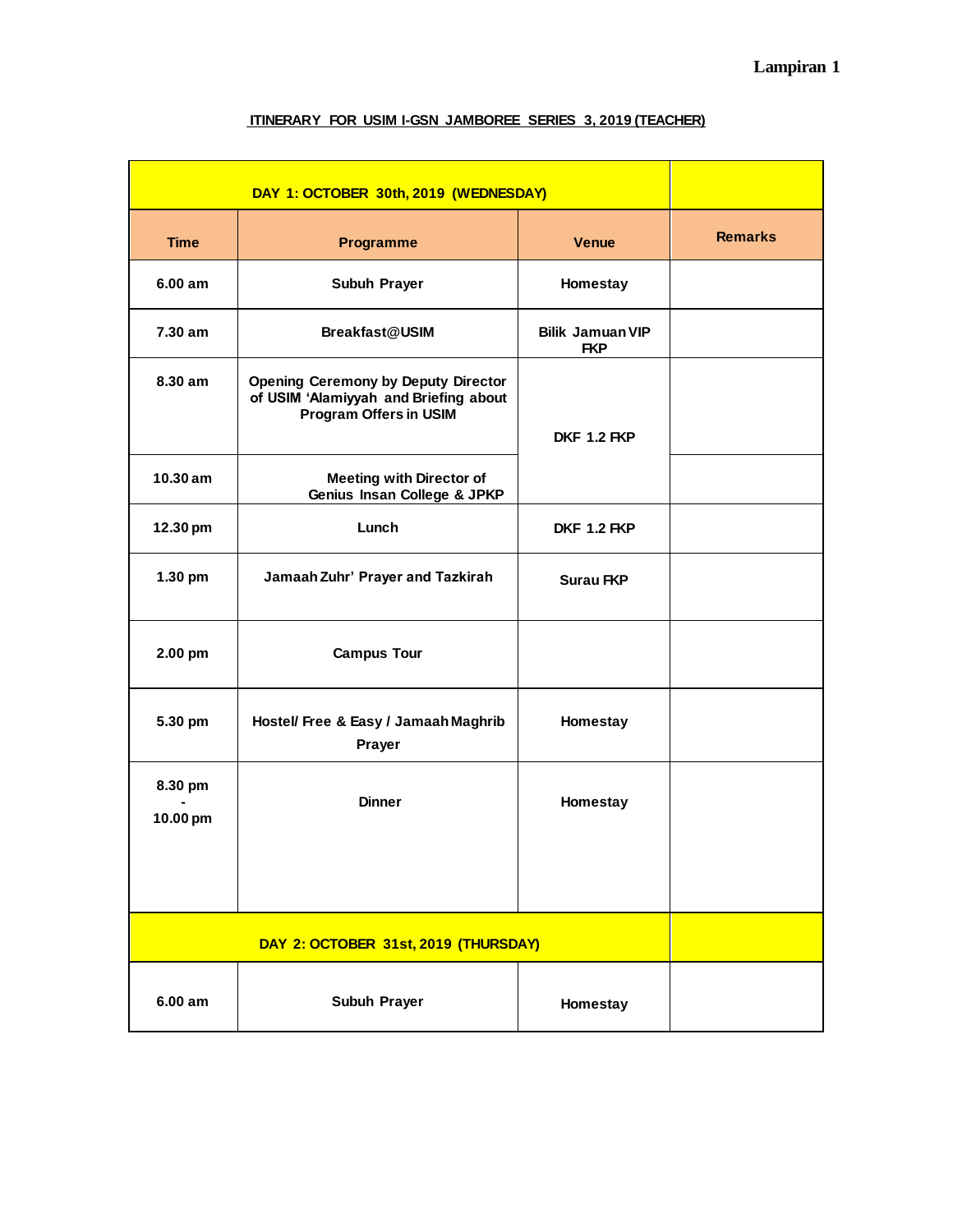Lampiran 1

ITINERARY FOR USIM I-GSN JAMBOREE SERIES 3, 2019 (TEACHER)

| DAY 1: OCTOBER 30th, 2019 (WEDNESDAY) | | | |
|---|---|---|---|
| **Time** | **Programme** | **Venue** | **Remarks** |
| 6.00 am | Subuh Prayer | Homestay | |
| 7.30 am | Breakfast@USIM | Bilik Jamuan VIP FKP | |
| 8.30 am | Opening Ceremony by Deputy Director of USIM 'Alamiyyah and Briefing about Program Offers in USIM | DKF 1.2 FKP | |
| 10.30 am | Meeting with Director of Genius Insan College & JPKP | | |
| 12.30 pm | Lunch | DKF 1.2 FKP | |
| 1.30 pm | Jamaah Zuhr' Prayer and Tazkirah | Surau FKP | |
| 2.00 pm | Campus Tour | | |
| 5.30 pm | Hostel/ Free & Easy / Jamaah Maghrib Prayer | Homestay | |
| 8.30 pm - 10.00 pm | Dinner | Homestay | |
| **DAY 2: OCTOBER 31st, 2019 (THURSDAY)** | | | |
| 6.00 am | Subuh Prayer | Homestay | |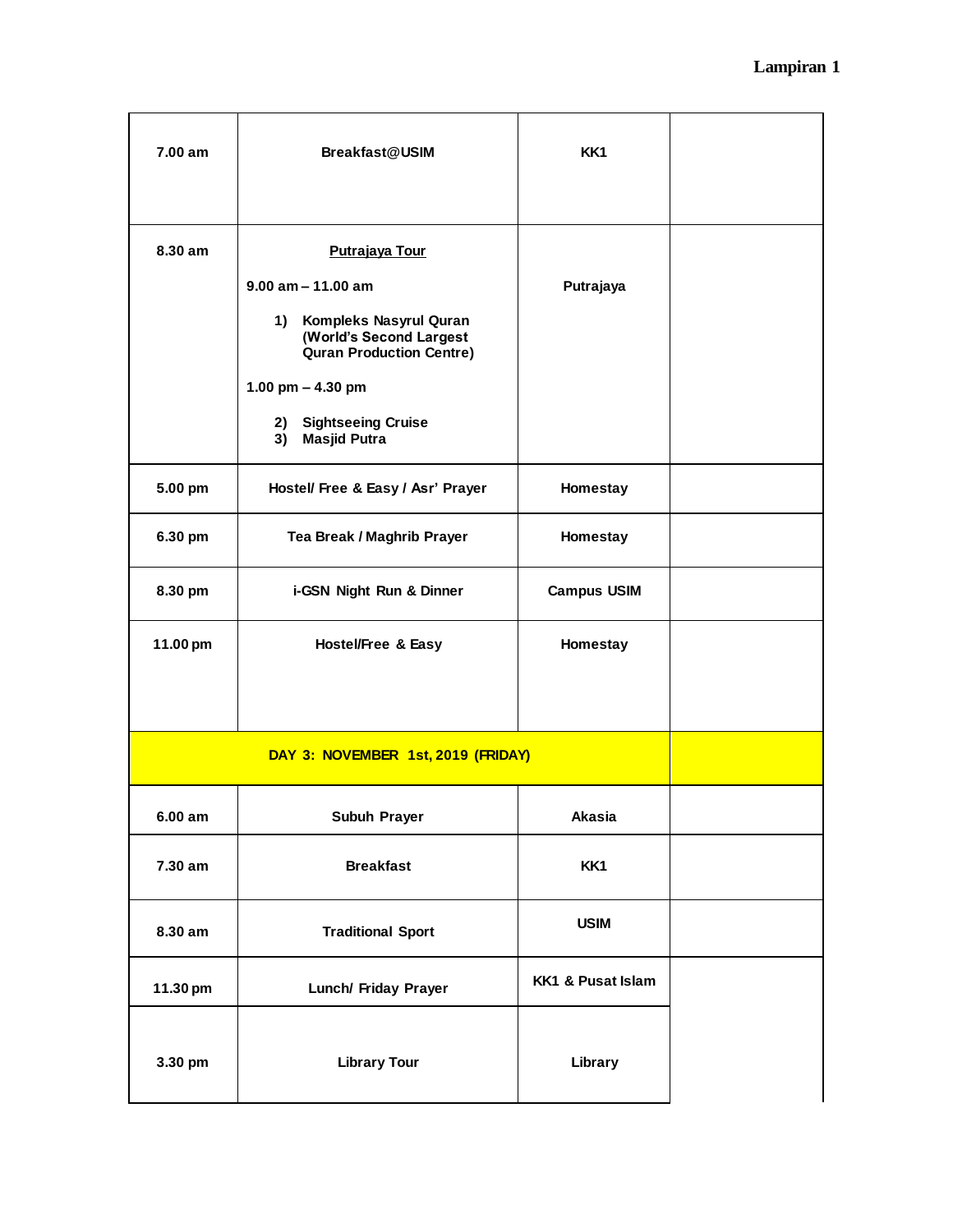**Lampiran 1**

| | | | |
|---|---|---|---|
| 7.00 am | Breakfast@USIM | KK1 | |
| 8.30 am | Putrajaya Tour<br>9.00 am – 11.00 am<br>1) Kompleks Nasyrul Quran (World's Second Largest Quran Production Centre)<br>1.00 pm – 4.30 pm<br>2) Sightseeing Cruise<br>3) Masjid Putra | Putrajaya | |
| 5.00 pm | Hostel/ Free & Easy / Asr' Prayer | Homestay | |
| 6.30 pm | Tea Break / Maghrib Prayer | Homestay | |
| 8.30 pm | i-GSN Night Run & Dinner | Campus USIM | |
| 11.00 pm | Hostel/Free & Easy | Homestay | |
| **DAY 3: NOVEMBER 1st, 2019 (FRIDAY)** | | | |
| 6.00 am | Subuh Prayer | Akasia | |
| 7.30 am | Breakfast | KK1 | |
| 8.30 am | Traditional Sport | USIM | |
| 11.30 pm | Lunch/ Friday Prayer | KK1 & Pusat Islam | |
| 3.30 pm | Library Tour | Library | |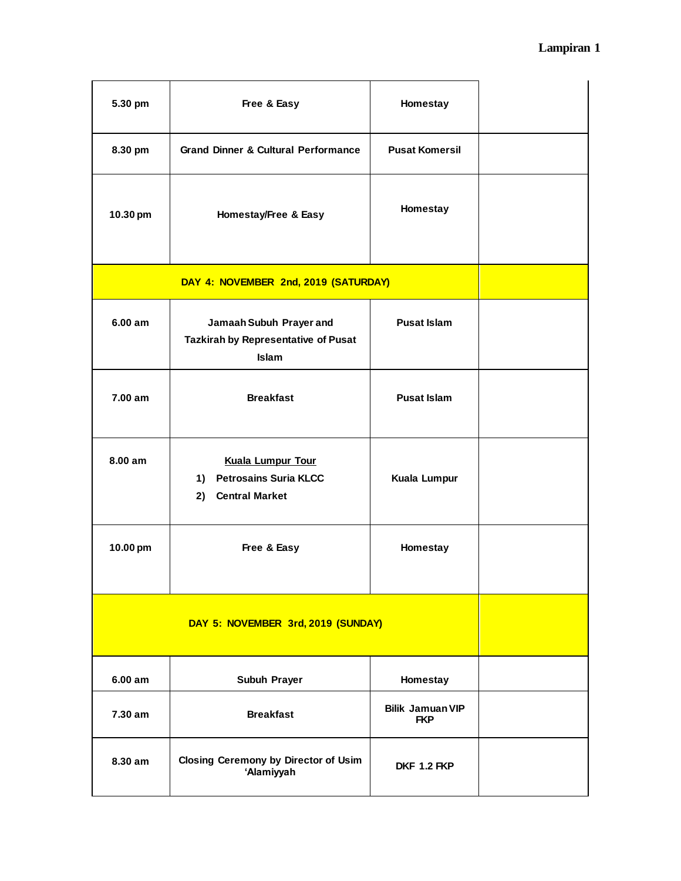**Lampiran 1**

| | | | |
|---|---|---|---|
| 5.30 pm | Free & Easy | Homestay | |
| 8.30 pm | Grand Dinner & Cultural Performance | Pusat Komersil | |
| 10.30 pm | Homestay/Free & Easy | Homestay | |
| **DAY 4: NOVEMBER 2nd, 2019 (SATURDAY)** | | | |
| 6.00 am | Jamaah Subuh Prayer and Tazkirah by Representative of Pusat Islam | Pusat Islam | |
| 7.00 am | Breakfast | Pusat Islam | |
| 8.00 am | Kuala Lumpur Tour<br>1) Petrosains Suria KLCC<br>2) Central Market | Kuala Lumpur | |
| 10.00 pm | Free & Easy | Homestay | |
| **DAY 5: NOVEMBER 3rd, 2019 (SUNDAY)** | | | |
| 6.00 am | Subuh Prayer | Homestay | |
| 7.30 am | Breakfast | Bilik Jamuan VIP FKP | |
| 8.30 am | Closing Ceremony by Director of Usim 'Alamiyyah | DKF 1.2 FKP | |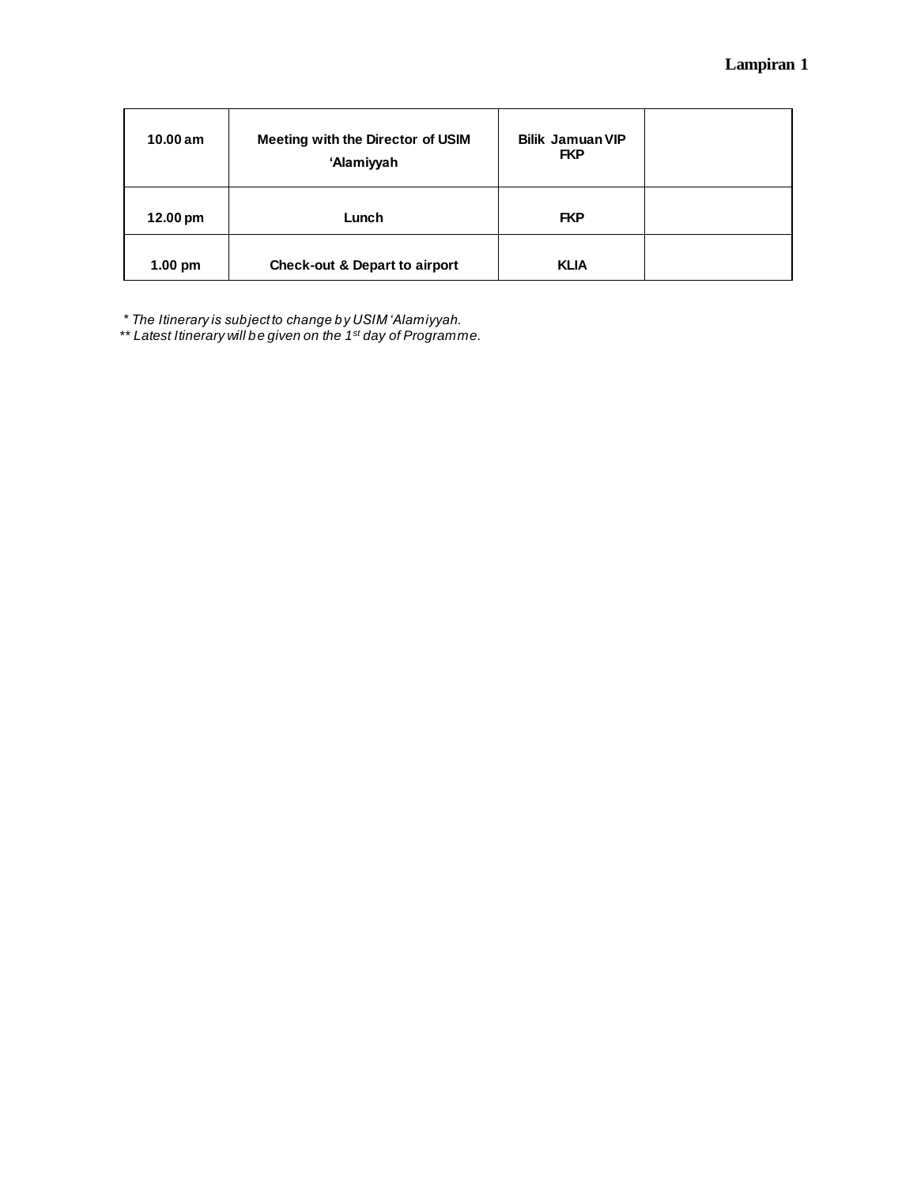**Lampiran 1**

| | | | |
|---|---|---|---|
| **10.00 am** | **Meeting with the Director of USIM ‘Alamiyyah** | **Bilik Jamuan VIP FKP** | |
| **12.00 pm** | **Lunch** | **FKP** | |
| **1.00 pm** | **Check-out & Depart to airport** | **KLIA** | |

*\* The Itinerary is subject to change by USIM ‘Alamiyyah.*

*\*\* Latest Itinerary will be given on the 1st day of Programme.*